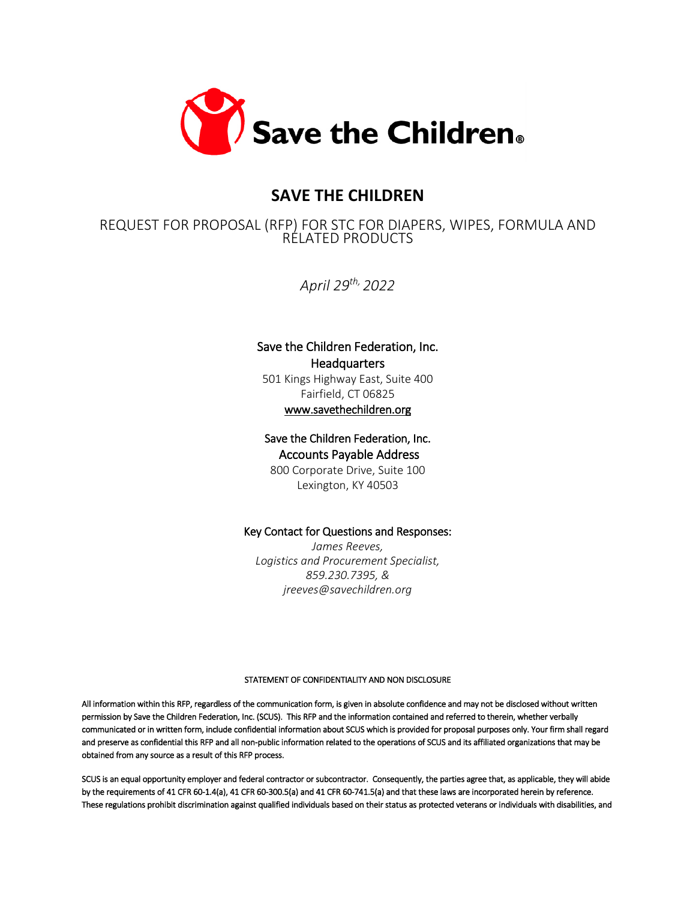Save the Children®

# SAVE THE CHILDREN

REQUEST FOR PROPOSAL (RFP) FOR STC FOR DIAPERS, WIPES, FORMULA AND RELATED PRODUCTS

*April 29th, 2022*

Save the Children Federation, Inc.
Headquarters
501 Kings Highway East, Suite 400
Fairfield, CT 06825
www.savethechildren.org

Save the Children Federation, Inc.
Accounts Payable Address
800 Corporate Drive, Suite 100
Lexington, KY 40503

Key Contact for Questions and Responses:
*James Reeves,*
*Logistics and Procurement Specialist,*
*859.230.7395, &*
*jreeves@savechildren.org*

STATEMENT OF CONFIDENTIALITY AND NON DISCLOSURE

All information within this RFP, regardless of the communication form, is given in absolute confidence and may not be disclosed without written permission by Save the Children Federation, Inc. (SCUS). This RFP and the information contained and referred to therein, whether verbally communicated or in written form, include confidential information about SCUS which is provided for proposal purposes only. Your firm shall regard and preserve as confidential this RFP and all non-public information related to the operations of SCUS and its affiliated organizations that may be obtained from any source as a result of this RFP process.

SCUS is an equal opportunity employer and federal contractor or subcontractor. Consequently, the parties agree that, as applicable, they will abide by the requirements of 41 CFR 60-1.4(a), 41 CFR 60-300.5(a) and 41 CFR 60-741.5(a) and that these laws are incorporated herein by reference. These regulations prohibit discrimination against qualified individuals based on their status as protected veterans or individuals with disabilities, and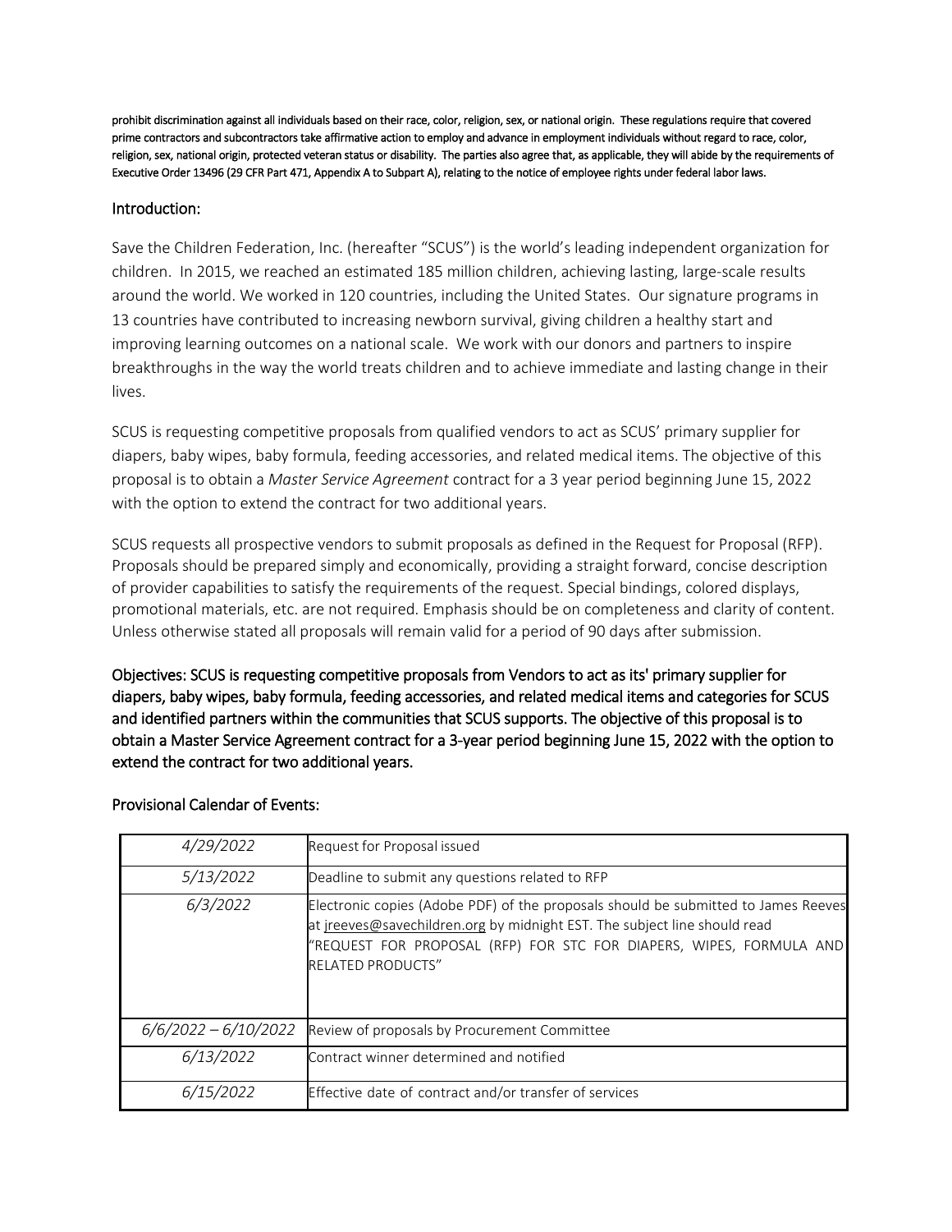prohibit discrimination against all individuals based on their race, color, religion, sex, or national origin. These regulations require that covered prime contractors and subcontractors take affirmative action to employ and advance in employment individuals without regard to race, color, religion, sex, national origin, protected veteran status or disability. The parties also agree that, as applicable, they will abide by the requirements of Executive Order 13496 (29 CFR Part 471, Appendix A to Subpart A), relating to the notice of employee rights under federal labor laws.

## Introduction:

Save the Children Federation, Inc. (hereafter "SCUS") is the world's leading independent organization for children. In 2015, we reached an estimated 185 million children, achieving lasting, large-scale results around the world. We worked in 120 countries, including the United States. Our signature programs in 13 countries have contributed to increasing newborn survival, giving children a healthy start and improving learning outcomes on a national scale. We work with our donors and partners to inspire breakthroughs in the way the world treats children and to achieve immediate and lasting change in their lives.

SCUS is requesting competitive proposals from qualified vendors to act as SCUS' primary supplier for diapers, baby wipes, baby formula, feeding accessories, and related medical items. The objective of this proposal is to obtain a *Master Service Agreement* contract for a 3 year period beginning June 15, 2022 with the option to extend the contract for two additional years.

SCUS requests all prospective vendors to submit proposals as defined in the Request for Proposal (RFP). Proposals should be prepared simply and economically, providing a straight forward, concise description of provider capabilities to satisfy the requirements of the request. Special bindings, colored displays, promotional materials, etc. are not required. Emphasis should be on completeness and clarity of content. Unless otherwise stated all proposals will remain valid for a period of 90 days after submission.

Objectives: SCUS is requesting competitive proposals from Vendors to act as its' primary supplier for diapers, baby wipes, baby formula, feeding accessories, and related medical items and categories for SCUS and identified partners within the communities that SCUS supports. The objective of this proposal is to obtain a Master Service Agreement contract for a 3-year period beginning June 15, 2022 with the option to extend the contract for two additional years.

## Provisional Calendar of Events:

| Date | Event |
|---|---|
| *4/29/2022* | Request for Proposal issued |
| *5/13/2022* | Deadline to submit any questions related to RFP |
| *6/3/2022* | Electronic copies (Adobe PDF) of the proposals should be submitted to James Reeves at jreeves@savechildren.org by midnight EST. The subject line should read "REQUEST FOR PROPOSAL (RFP) FOR STC FOR DIAPERS, WIPES, FORMULA AND RELATED PRODUCTS" |
| *6/6/2022 – 6/10/2022* | Review of proposals by Procurement Committee |
| *6/13/2022* | Contract winner determined and notified |
| *6/15/2022* | Effective date of contract and/or transfer of services |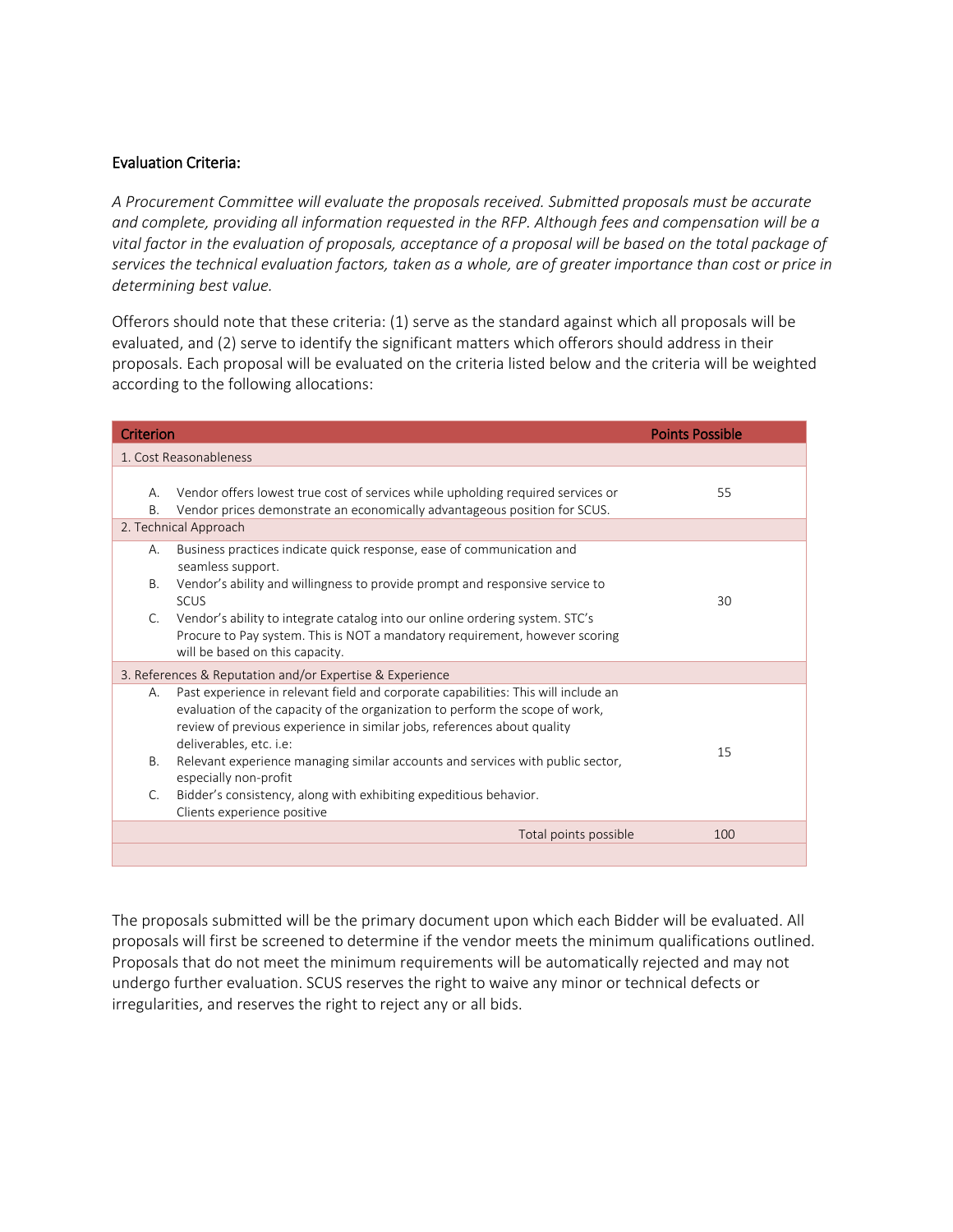**Evaluation Criteria:**

*A Procurement Committee will evaluate the proposals received. Submitted proposals must be accurate and complete, providing all information requested in the RFP. Although fees and compensation will be a vital factor in the evaluation of proposals, acceptance of a proposal will be based on the total package of services the technical evaluation factors, taken as a whole, are of greater importance than cost or price in determining best value.*

Offerors should note that these criteria: (1) serve as the standard against which all proposals will be evaluated, and (2) serve to identify the significant matters which offerors should address in their proposals. Each proposal will be evaluated on the criteria listed below and the criteria will be weighted according to the following allocations:

| Criterion | Points Possible |
| --- | --- |
| 1. Cost Reasonableness | |
| A. Vendor offers lowest true cost of services while upholding required services or<br>B. Vendor prices demonstrate an economically advantageous position for SCUS. | 55 |
| 2. Technical Approach | |
| A. Business practices indicate quick response, ease of communication and seamless support.<br>B. Vendor's ability and willingness to provide prompt and responsive service to SCUS<br>C. Vendor's ability to integrate catalog into our online ordering system. STC's Procure to Pay system. This is NOT a mandatory requirement, however scoring will be based on this capacity. | 30 |
| 3. References & Reputation and/or Expertise & Experience | |
| A. Past experience in relevant field and corporate capabilities: This will include an evaluation of the capacity of the organization to perform the scope of work, review of previous experience in similar jobs, references about quality deliverables, etc. i.e:<br>B. Relevant experience managing similar accounts and services with public sector, especially non-profit<br>C. Bidder's consistency, along with exhibiting expeditious behavior. Clients experience positive | 15 |
| Total points possible | 100 |

The proposals submitted will be the primary document upon which each Bidder will be evaluated. All proposals will first be screened to determine if the vendor meets the minimum qualifications outlined. Proposals that do not meet the minimum requirements will be automatically rejected and may not undergo further evaluation. SCUS reserves the right to waive any minor or technical defects or irregularities, and reserves the right to reject any or all bids.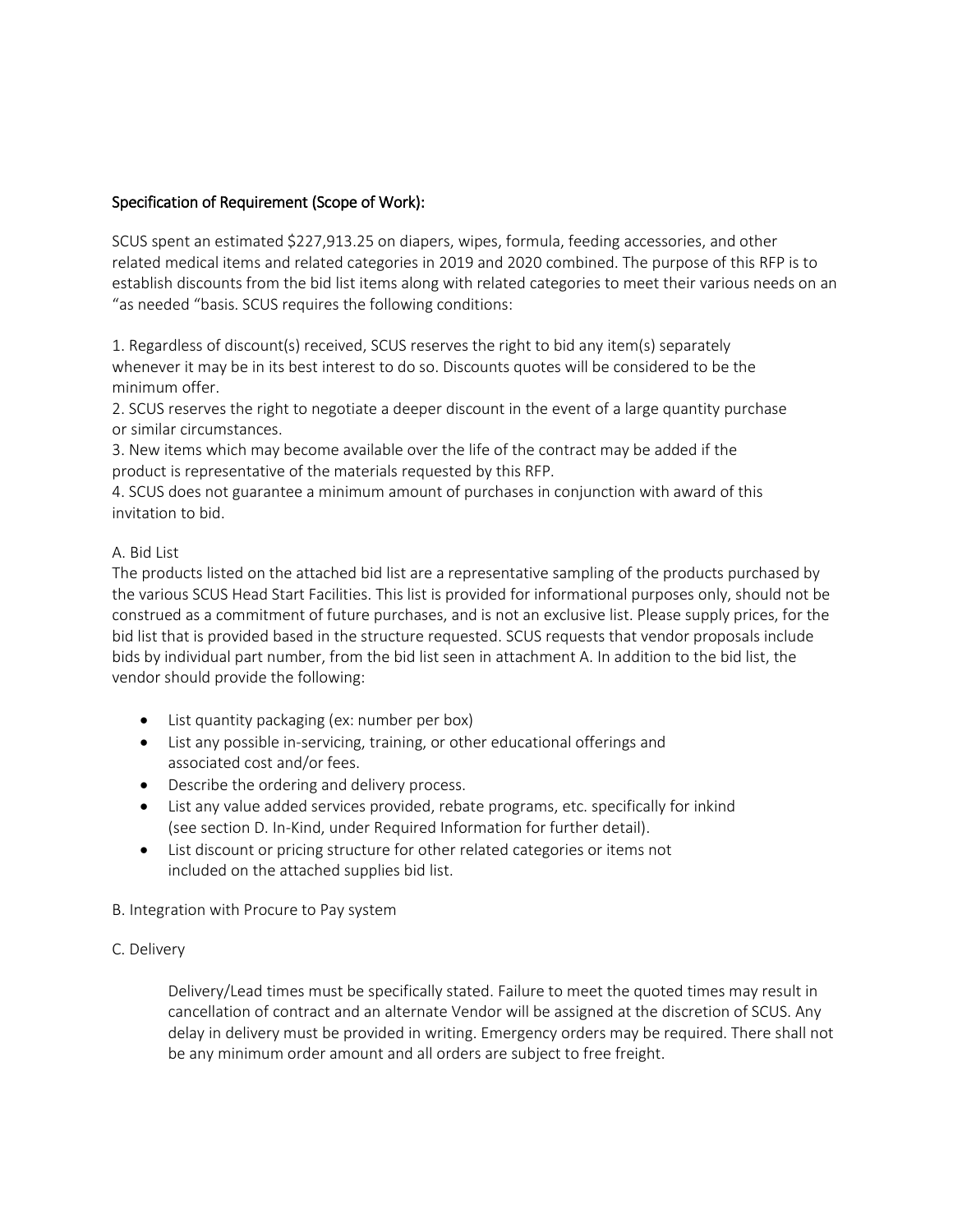## Specification of Requirement (Scope of Work):

SCUS spent an estimated $227,913.25 on diapers, wipes, formula, feeding accessories, and other related medical items and related categories in 2019 and 2020 combined. The purpose of this RFP is to establish discounts from the bid list items along with related categories to meet their various needs on an "as needed "basis. SCUS requires the following conditions:

1. Regardless of discount(s) received, SCUS reserves the right to bid any item(s) separately whenever it may be in its best interest to do so. Discounts quotes will be considered to be the minimum offer.
2. SCUS reserves the right to negotiate a deeper discount in the event of a large quantity purchase or similar circumstances.
3. New items which may become available over the life of the contract may be added if the product is representative of the materials requested by this RFP.
4. SCUS does not guarantee a minimum amount of purchases in conjunction with award of this invitation to bid.

A. Bid List

The products listed on the attached bid list are a representative sampling of the products purchased by the various SCUS Head Start Facilities. This list is provided for informational purposes only, should not be construed as a commitment of future purchases, and is not an exclusive list. Please supply prices, for the bid list that is provided based in the structure requested. SCUS requests that vendor proposals include bids by individual part number, from the bid list seen in attachment A. In addition to the bid list, the vendor should provide the following:

- List quantity packaging (ex: number per box)
- List any possible in-servicing, training, or other educational offerings and associated cost and/or fees.
- Describe the ordering and delivery process.
- List any value added services provided, rebate programs, etc. specifically for inkind (see section D. In-Kind, under Required Information for further detail).
- List discount or pricing structure for other related categories or items not included on the attached supplies bid list.

B. Integration with Procure to Pay system

C. Delivery

Delivery/Lead times must be specifically stated. Failure to meet the quoted times may result in cancellation of contract and an alternate Vendor will be assigned at the discretion of SCUS. Any delay in delivery must be provided in writing. Emergency orders may be required. There shall not be any minimum order amount and all orders are subject to free freight.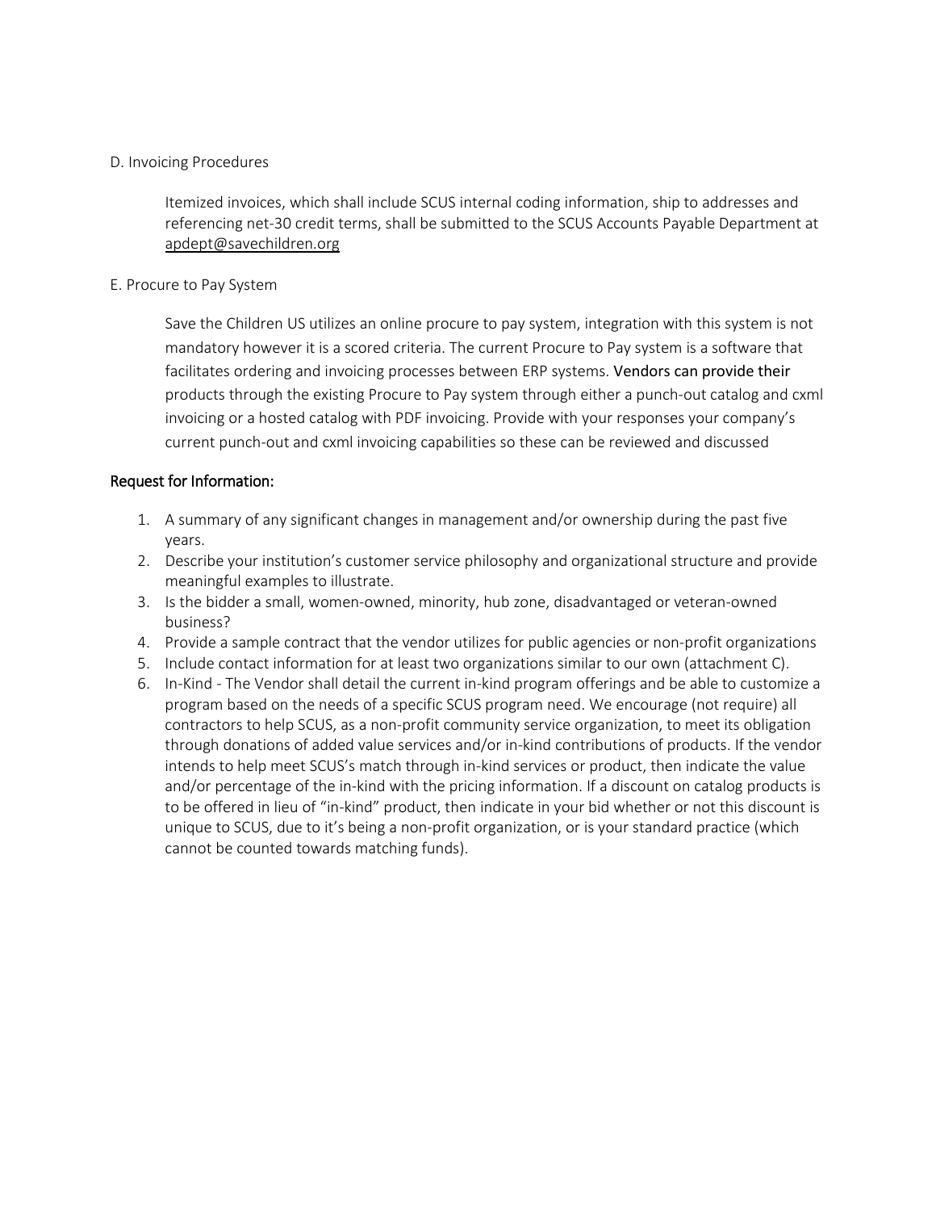D. Invoicing Procedures

Itemized invoices, which shall include SCUS internal coding information, ship to addresses and referencing net-30 credit terms, shall be submitted to the SCUS Accounts Payable Department at apdept@savechildren.org

E. Procure to Pay System

Save the Children US utilizes an online procure to pay system, integration with this system is not mandatory however it is a scored criteria. The current Procure to Pay system is a software that facilitates ordering and invoicing processes between ERP systems. Vendors can provide their products through the existing Procure to Pay system through either a punch-out catalog and cxml invoicing or a hosted catalog with PDF invoicing. Provide with your responses your company's current punch-out and cxml invoicing capabilities so these can be reviewed and discussed

## Request for Information:

1. A summary of any significant changes in management and/or ownership during the past five years.
2. Describe your institution's customer service philosophy and organizational structure and provide meaningful examples to illustrate.
3. Is the bidder a small, women-owned, minority, hub zone, disadvantaged or veteran-owned business?
4. Provide a sample contract that the vendor utilizes for public agencies or non-profit organizations
5. Include contact information for at least two organizations similar to our own (attachment C).
6. In-Kind - The Vendor shall detail the current in-kind program offerings and be able to customize a program based on the needs of a specific SCUS program need. We encourage (not require) all contractors to help SCUS, as a non-profit community service organization, to meet its obligation through donations of added value services and/or in-kind contributions of products. If the vendor intends to help meet SCUS's match through in-kind services or product, then indicate the value and/or percentage of the in-kind with the pricing information. If a discount on catalog products is to be offered in lieu of "in-kind" product, then indicate in your bid whether or not this discount is unique to SCUS, due to it's being a non-profit organization, or is your standard practice (which cannot be counted towards matching funds).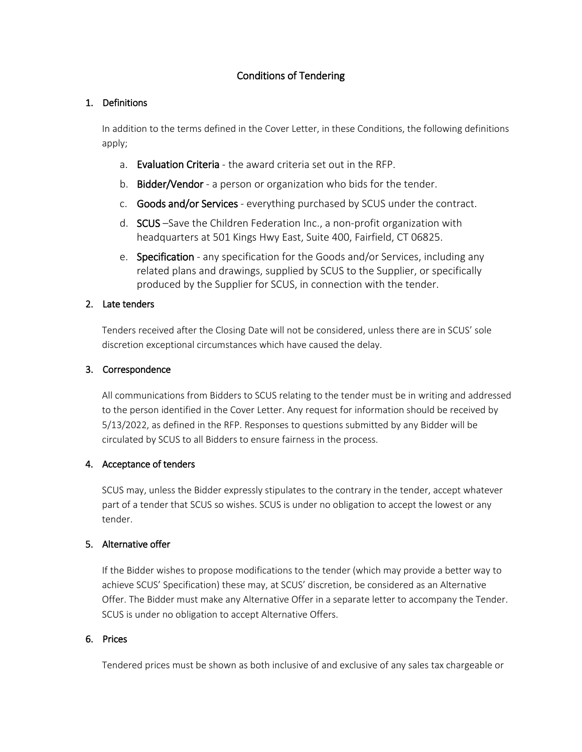# Conditions of Tendering

## 1. Definitions

In addition to the terms defined in the Cover Letter, in these Conditions, the following definitions apply;

a. **Evaluation Criteria** - the award criteria set out in the RFP.

b. **Bidder/Vendor** - a person or organization who bids for the tender.

c. **Goods and/or Services** - everything purchased by SCUS under the contract.

d. **SCUS** –Save the Children Federation Inc., a non-profit organization with headquarters at 501 Kings Hwy East, Suite 400, Fairfield, CT 06825.

e. **Specification** - any specification for the Goods and/or Services, including any related plans and drawings, supplied by SCUS to the Supplier, or specifically produced by the Supplier for SCUS, in connection with the tender.

## 2. Late tenders

Tenders received after the Closing Date will not be considered, unless there are in SCUS' sole discretion exceptional circumstances which have caused the delay.

## 3. Correspondence

All communications from Bidders to SCUS relating to the tender must be in writing and addressed to the person identified in the Cover Letter. Any request for information should be received by 5/13/2022, as defined in the RFP. Responses to questions submitted by any Bidder will be circulated by SCUS to all Bidders to ensure fairness in the process.

## 4. Acceptance of tenders

SCUS may, unless the Bidder expressly stipulates to the contrary in the tender, accept whatever part of a tender that SCUS so wishes. SCUS is under no obligation to accept the lowest or any tender.

## 5. Alternative offer

If the Bidder wishes to propose modifications to the tender (which may provide a better way to achieve SCUS' Specification) these may, at SCUS' discretion, be considered as an Alternative Offer. The Bidder must make any Alternative Offer in a separate letter to accompany the Tender. SCUS is under no obligation to accept Alternative Offers.

## 6. Prices

Tendered prices must be shown as both inclusive of and exclusive of any sales tax chargeable or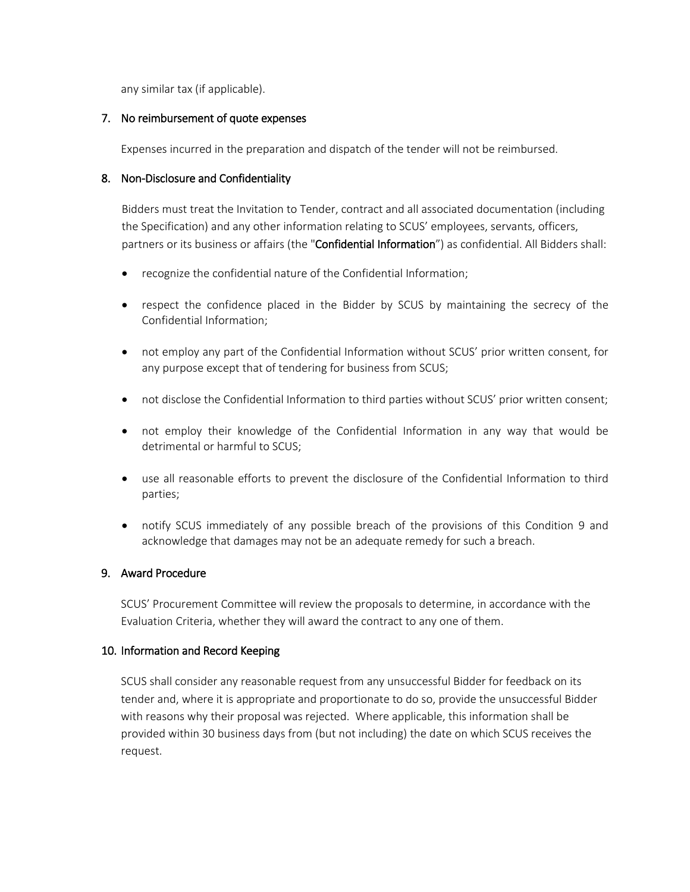any similar tax (if applicable).

## 7. No reimbursement of quote expenses

Expenses incurred in the preparation and dispatch of the tender will not be reimbursed.

## 8. Non-Disclosure and Confidentiality

Bidders must treat the Invitation to Tender, contract and all associated documentation (including the Specification) and any other information relating to SCUS' employees, servants, officers, partners or its business or affairs (the "**Confidential Information**") as confidential. All Bidders shall:

- recognize the confidential nature of the Confidential Information;
- respect the confidence placed in the Bidder by SCUS by maintaining the secrecy of the Confidential Information;
- not employ any part of the Confidential Information without SCUS' prior written consent, for any purpose except that of tendering for business from SCUS;
- not disclose the Confidential Information to third parties without SCUS' prior written consent;
- not employ their knowledge of the Confidential Information in any way that would be detrimental or harmful to SCUS;
- use all reasonable efforts to prevent the disclosure of the Confidential Information to third parties;
- notify SCUS immediately of any possible breach of the provisions of this Condition 9 and acknowledge that damages may not be an adequate remedy for such a breach.

## 9. Award Procedure

SCUS' Procurement Committee will review the proposals to determine, in accordance with the Evaluation Criteria, whether they will award the contract to any one of them.

## 10. Information and Record Keeping

SCUS shall consider any reasonable request from any unsuccessful Bidder for feedback on its tender and, where it is appropriate and proportionate to do so, provide the unsuccessful Bidder with reasons why their proposal was rejected. Where applicable, this information shall be provided within 30 business days from (but not including) the date on which SCUS receives the request.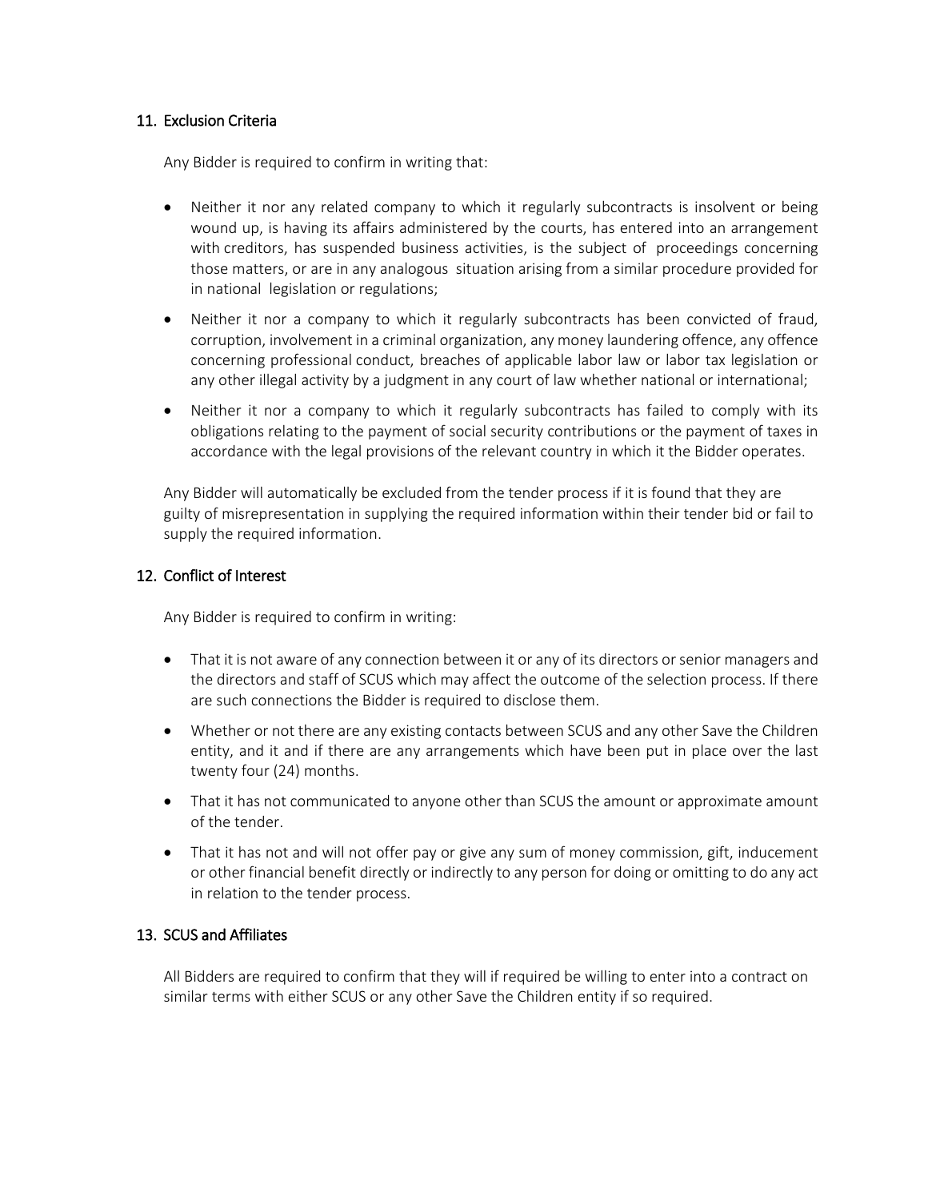## 11. Exclusion Criteria

Any Bidder is required to confirm in writing that:

- Neither it nor any related company to which it regularly subcontracts is insolvent or being wound up, is having its affairs administered by the courts, has entered into an arrangement with creditors, has suspended business activities, is the subject of proceedings concerning those matters, or are in any analogous situation arising from a similar procedure provided for in national legislation or regulations;
- Neither it nor a company to which it regularly subcontracts has been convicted of fraud, corruption, involvement in a criminal organization, any money laundering offence, any offence concerning professional conduct, breaches of applicable labor law or labor tax legislation or any other illegal activity by a judgment in any court of law whether national or international;
- Neither it nor a company to which it regularly subcontracts has failed to comply with its obligations relating to the payment of social security contributions or the payment of taxes in accordance with the legal provisions of the relevant country in which it the Bidder operates.

Any Bidder will automatically be excluded from the tender process if it is found that they are guilty of misrepresentation in supplying the required information within their tender bid or fail to supply the required information.

## 12. Conflict of Interest

Any Bidder is required to confirm in writing:

- That it is not aware of any connection between it or any of its directors or senior managers and the directors and staff of SCUS which may affect the outcome of the selection process. If there are such connections the Bidder is required to disclose them.
- Whether or not there are any existing contacts between SCUS and any other Save the Children entity, and it and if there are any arrangements which have been put in place over the last twenty four (24) months.
- That it has not communicated to anyone other than SCUS the amount or approximate amount of the tender.
- That it has not and will not offer pay or give any sum of money commission, gift, inducement or other financial benefit directly or indirectly to any person for doing or omitting to do any act in relation to the tender process.

## 13. SCUS and Affiliates

All Bidders are required to confirm that they will if required be willing to enter into a contract on similar terms with either SCUS or any other Save the Children entity if so required.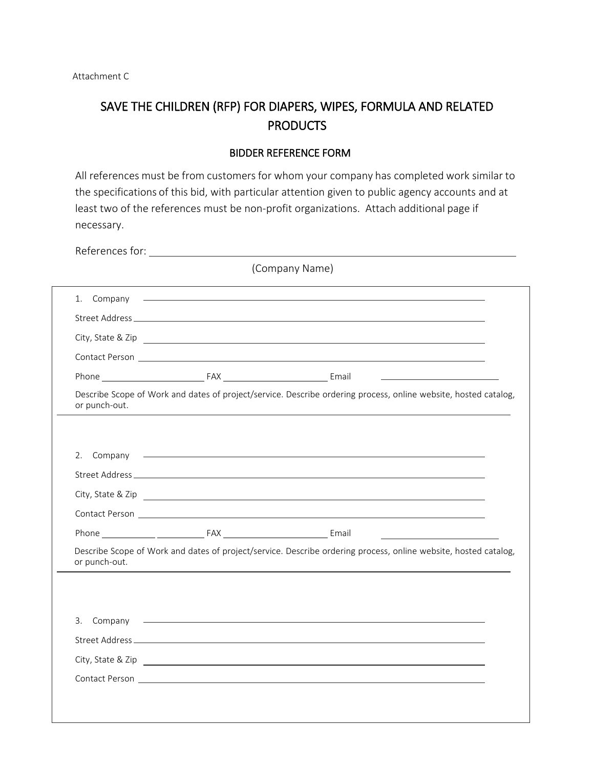Attachment C

# SAVE THE CHILDREN (RFP) FOR DIAPERS, WIPES, FORMULA AND RELATED PRODUCTS

## BIDDER REFERENCE FORM

All references must be from customers for whom your company has completed work similar to the specifications of this bid, with particular attention given to public agency accounts and at least two of the references must be non-profit organizations. Attach additional page if necessary.

References for: ______________________________________________

(Company Name)

1. Company ______________________________________________

Street Address ______________________________________________

City, State & Zip ______________________________________________

Contact Person ______________________________________________

Phone ____________________ FAX ____________________ Email ____________________

Describe Scope of Work and dates of project/service. Describe ordering process, online website, hosted catalog, or punch-out.

______________________________________________

2. Company ______________________________________________

Street Address ______________________________________________

City, State & Zip ______________________________________________

Contact Person ______________________________________________

Phone ____________________ FAX ____________________ Email ____________________

Describe Scope of Work and dates of project/service. Describe ordering process, online website, hosted catalog, or punch-out.

______________________________________________

3. Company ______________________________________________

Street Address ______________________________________________

City, State & Zip ______________________________________________

Contact Person ______________________________________________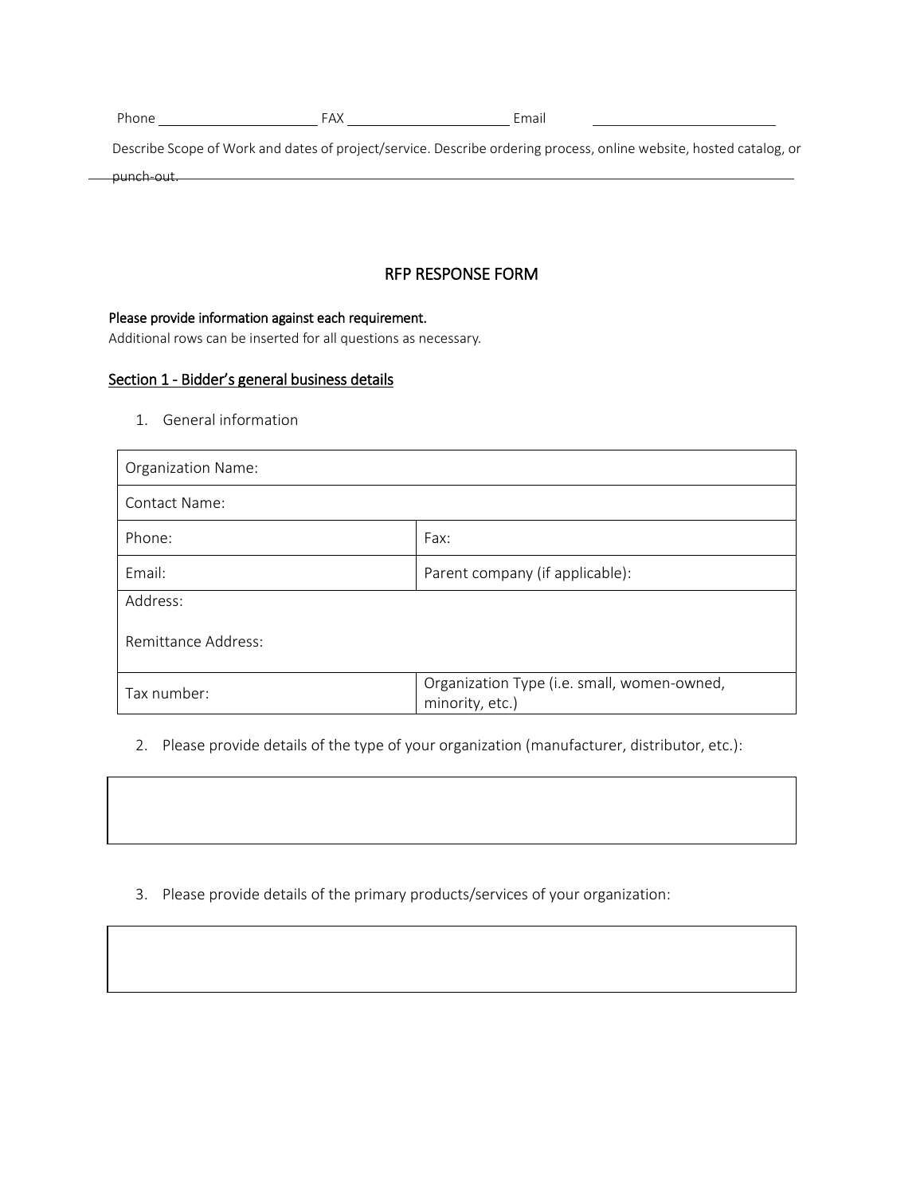Phone \_\_\_\_\_\_\_\_\_\_\_\_\_\_\_\_\_\_\_\_ FAX \_\_\_\_\_\_\_\_\_\_\_\_\_\_\_\_\_\_\_\_ Email \_\_\_\_\_\_\_\_\_\_\_\_\_\_\_\_\_\_\_\_\_\_\_\_

Describe Scope of Work and dates of project/service. Describe ordering process, online website, hosted catalog, or punch-out.

## RFP RESPONSE FORM

**Please provide information against each requirement.**

Additional rows can be inserted for all questions as necessary.

### Section 1 - Bidder's general business details

1. General information

| Organization Name: | |
|---|---|
| Contact Name: | |
| Phone: | Fax: |
| Email: | Parent company (if applicable): |
| Address:<br><br>Remittance Address: | |
| Tax number: | Organization Type (i.e. small, women-owned, minority, etc.) |

2. Please provide details of the type of your organization (manufacturer, distributor, etc.):

| |
|---|
| |

3. Please provide details of the primary products/services of your organization:

| |
|---|
| |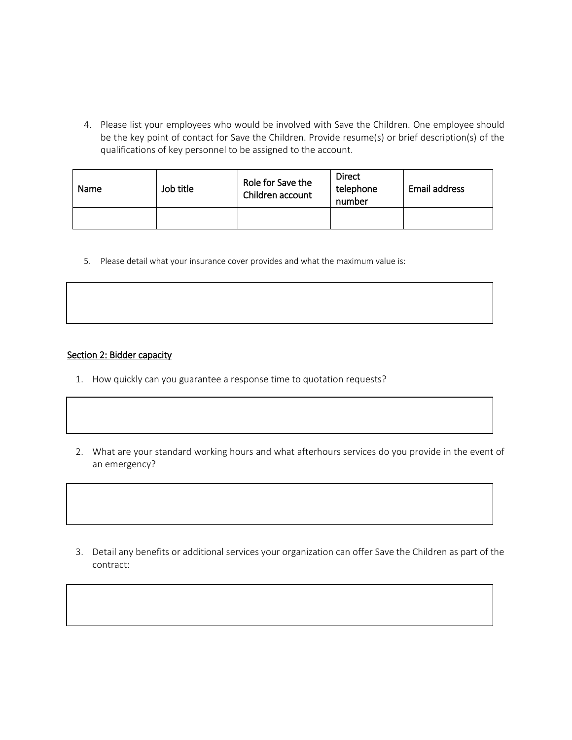4. Please list your employees who would be involved with Save the Children. One employee should be the key point of contact for Save the Children. Provide resume(s) or brief description(s) of the qualifications of key personnel to be assigned to the account.

| Name | Job title | Role for Save the Children account | Direct telephone number | Email address |
|---|---|---|---|---|
| | | | | |

5. Please detail what your insurance cover provides and what the maximum value is:

| |
|---|
| |

## Section 2: Bidder capacity

1. How quickly can you guarantee a response time to quotation requests?

| |
|---|
| |

2. What are your standard working hours and what afterhours services do you provide in the event of an emergency?

| |
|---|
| |

3. Detail any benefits or additional services your organization can offer Save the Children as part of the contract:

| |
|---|
| |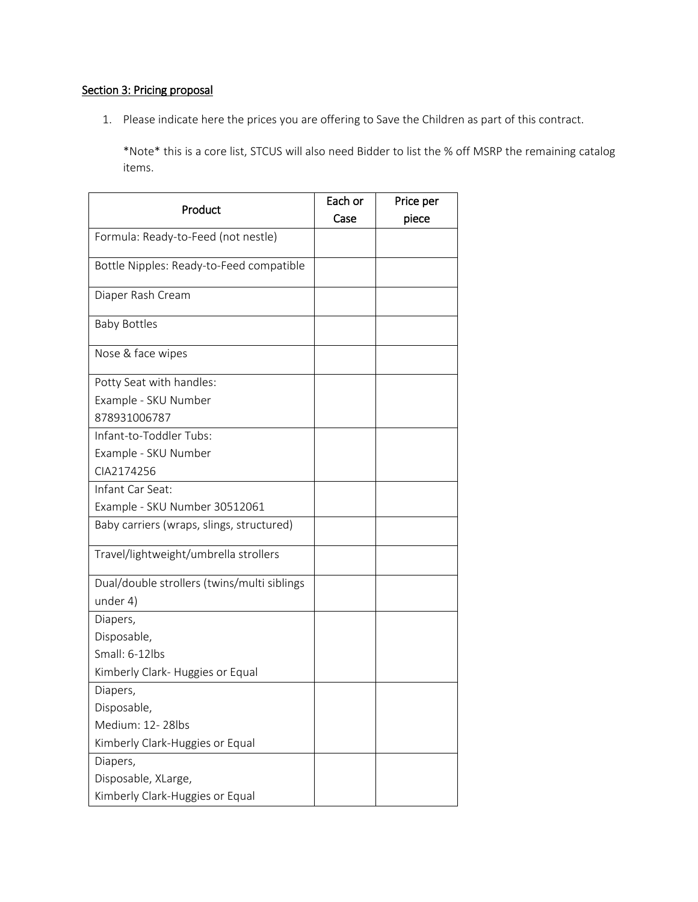## Section 3: Pricing proposal

1. Please indicate here the prices you are offering to Save the Children as part of this contract.

   *Note* this is a core list, STCUS will also need Bidder to list the % off MSRP the remaining catalog items.

| Product | Each or Case | Price per piece |
|---|---|---|
| Formula: Ready-to-Feed (not nestle) | | |
| Bottle Nipples: Ready-to-Feed compatible | | |
| Diaper Rash Cream | | |
| Baby Bottles | | |
| Nose & face wipes | | |
| Potty Seat with handles: Example - SKU Number 878931006787 | | |
| Infant-to-Toddler Tubs: Example - SKU Number CIA2174256 | | |
| Infant Car Seat: Example - SKU Number 30512061 | | |
| Baby carriers (wraps, slings, structured) | | |
| Travel/lightweight/umbrella strollers | | |
| Dual/double strollers (twins/multi siblings under 4) | | |
| Diapers, Disposable, Small: 6-12lbs Kimberly Clark- Huggies or Equal | | |
| Diapers, Disposable, Medium: 12- 28lbs Kimberly Clark-Huggies or Equal | | |
| Diapers, Disposable, XLarge, Kimberly Clark-Huggies or Equal | | |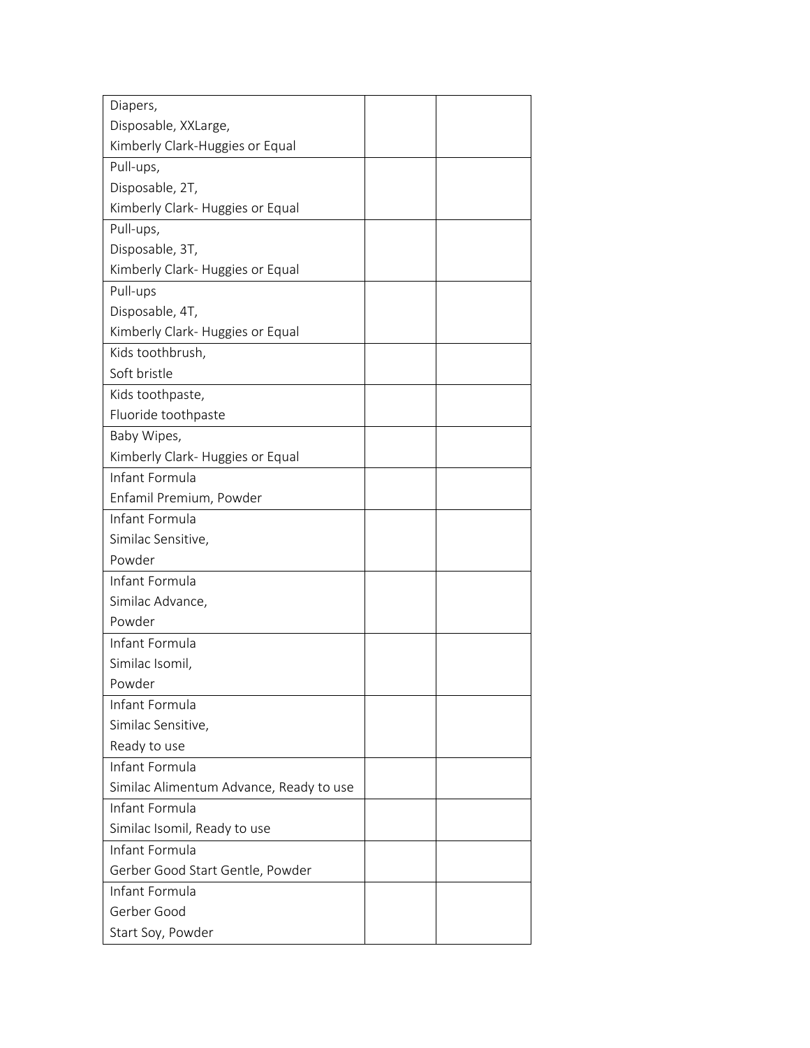| | | |
|---|---|---|
| Diapers, Disposable, XXLarge, Kimberly Clark-Huggies or Equal | | |
| Pull-ups, Disposable, 2T, Kimberly Clark- Huggies or Equal | | |
| Pull-ups, Disposable, 3T, Kimberly Clark- Huggies or Equal | | |
| Pull-ups Disposable, 4T, Kimberly Clark- Huggies or Equal | | |
| Kids toothbrush, Soft bristle | | |
| Kids toothpaste, Fluoride toothpaste | | |
| Baby Wipes, Kimberly Clark- Huggies or Equal | | |
| Infant Formula Enfamil Premium, Powder | | |
| Infant Formula Similac Sensitive, Powder | | |
| Infant Formula Similac Advance, Powder | | |
| Infant Formula Similac Isomil, Powder | | |
| Infant Formula Similac Sensitive, Ready to use | | |
| Infant Formula Similac Alimentum Advance, Ready to use | | |
| Infant Formula Similac Isomil, Ready to use | | |
| Infant Formula Gerber Good Start Gentle, Powder | | |
| Infant Formula Gerber Good Start Soy, Powder | | |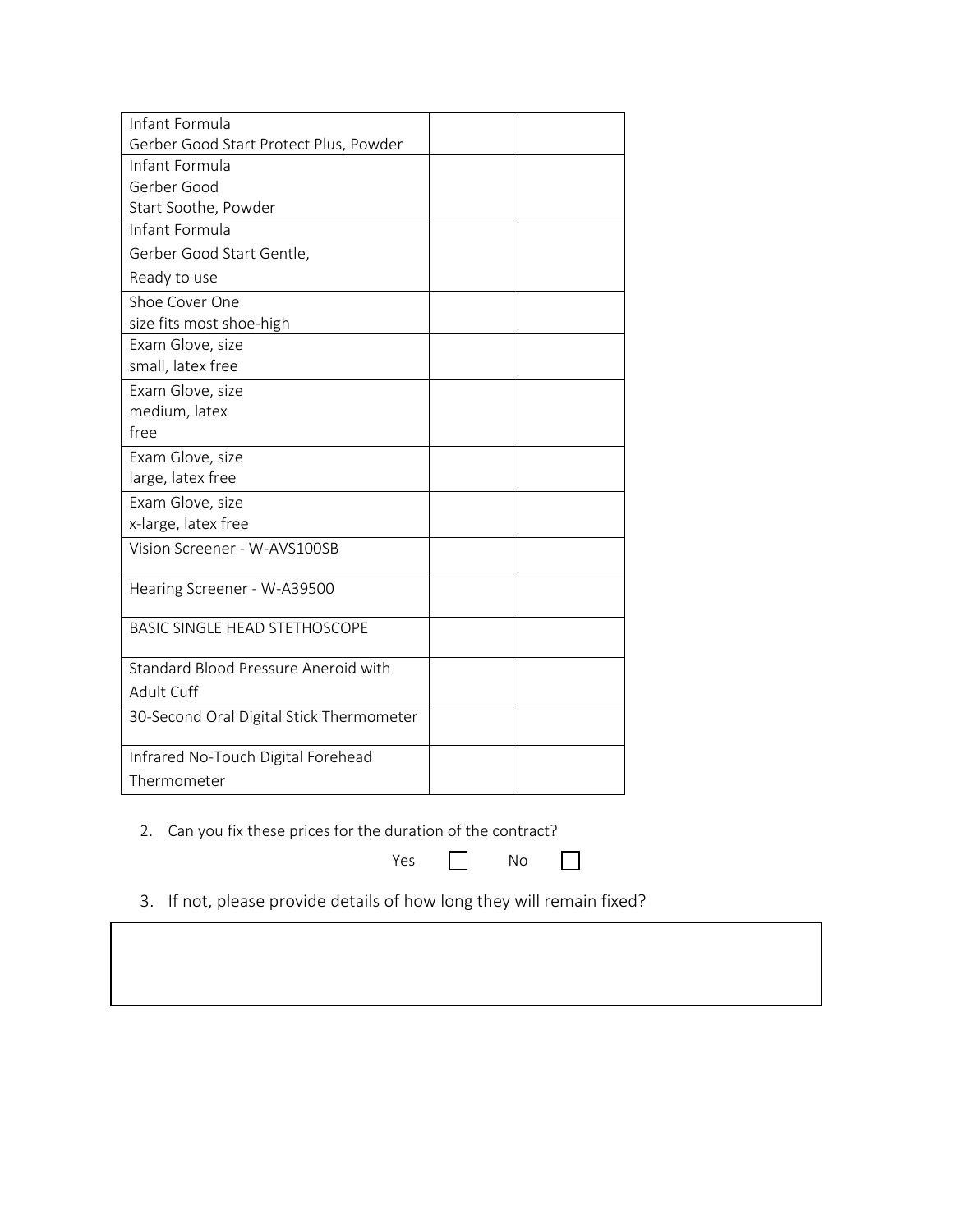| | | |
|---|---|---|
| Infant Formula Gerber Good Start Protect Plus, Powder | | |
| Infant Formula Gerber Good Start Soothe, Powder | | |
| Infant Formula Gerber Good Start Gentle, Ready to use | | |
| Shoe Cover One size fits most shoe-high | | |
| Exam Glove, size small, latex free | | |
| Exam Glove, size medium, latex free | | |
| Exam Glove, size large, latex free | | |
| Exam Glove, size x-large, latex free | | |
| Vision Screener - W-AVS100SB | | |
| Hearing Screener - W-A39500 | | |
| BASIC SINGLE HEAD STETHOSCOPE | | |
| Standard Blood Pressure Aneroid with Adult Cuff | | |
| 30-Second Oral Digital Stick Thermometer | | |
| Infrared No-Touch Digital Forehead Thermometer | | |

2. Can you fix these prices for the duration of the contract?

   Yes ☐ No ☐

3. If not, please provide details of how long they will remain fixed?

| |
|---|
| |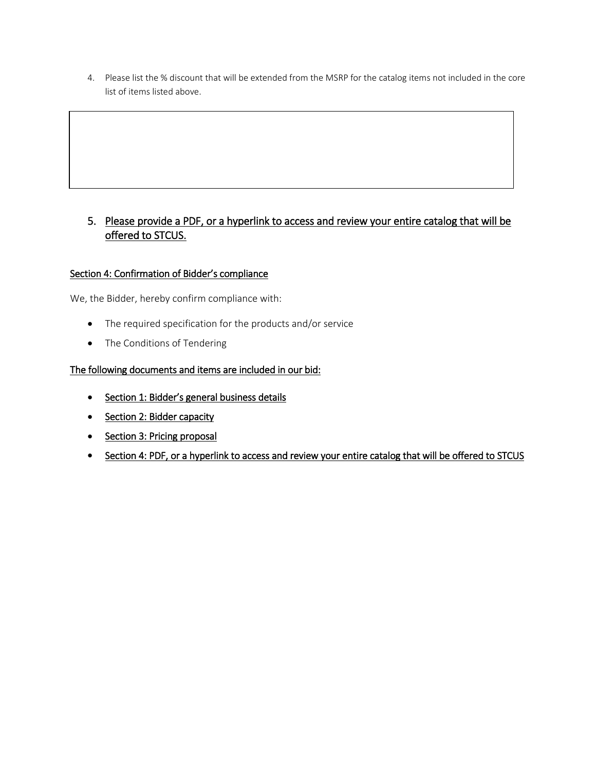4. Please list the % discount that will be extended from the MSRP for the catalog items not included in the core list of items listed above.

|   |
|---|
|   |

5. <u>Please provide a PDF, or a hyperlink to access and review your entire catalog that will be offered to STCUS.</u>

<u>Section 4: Confirmation of Bidder's compliance</u>

We, the Bidder, hereby confirm compliance with:

- The required specification for the products and/or service
- The Conditions of Tendering

<u>The following documents and items are included in our bid:</u>

- <u>Section 1: Bidder's general business details</u>
- <u>Section 2: Bidder capacity</u>
- <u>Section 3: Pricing proposal</u>
- <u>Section 4: PDF, or a hyperlink to access and review your entire catalog that will be offered to STCUS</u>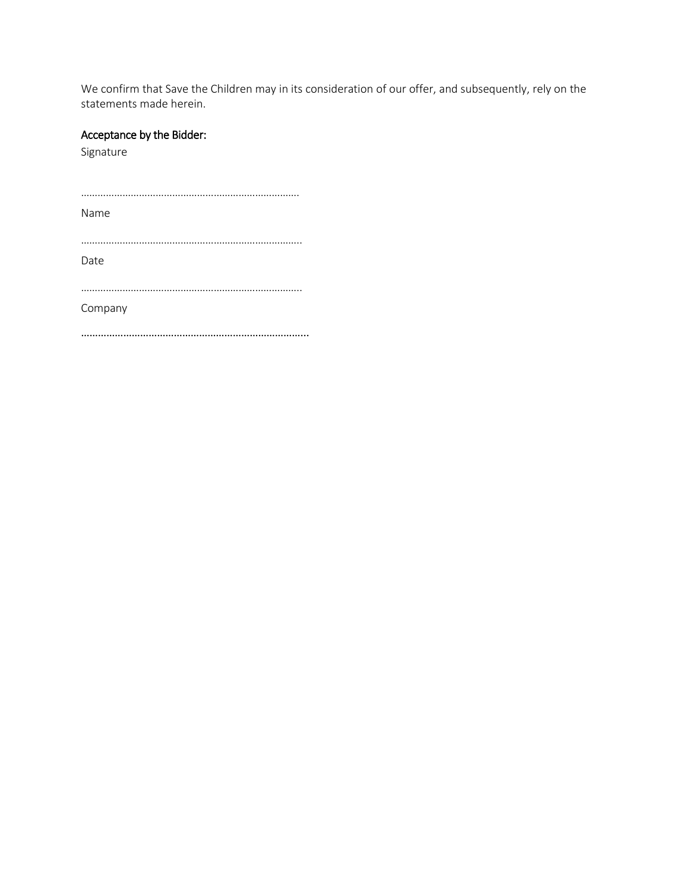We confirm that Save the Children may in its consideration of our offer, and subsequently, rely on the statements made herein.

### Acceptance by the Bidder:

Signature

…………………………………………………………………….

Name

……………………………………………………………………..

Date

……………………………………………………………………..

Company

……………………………………………………………………..